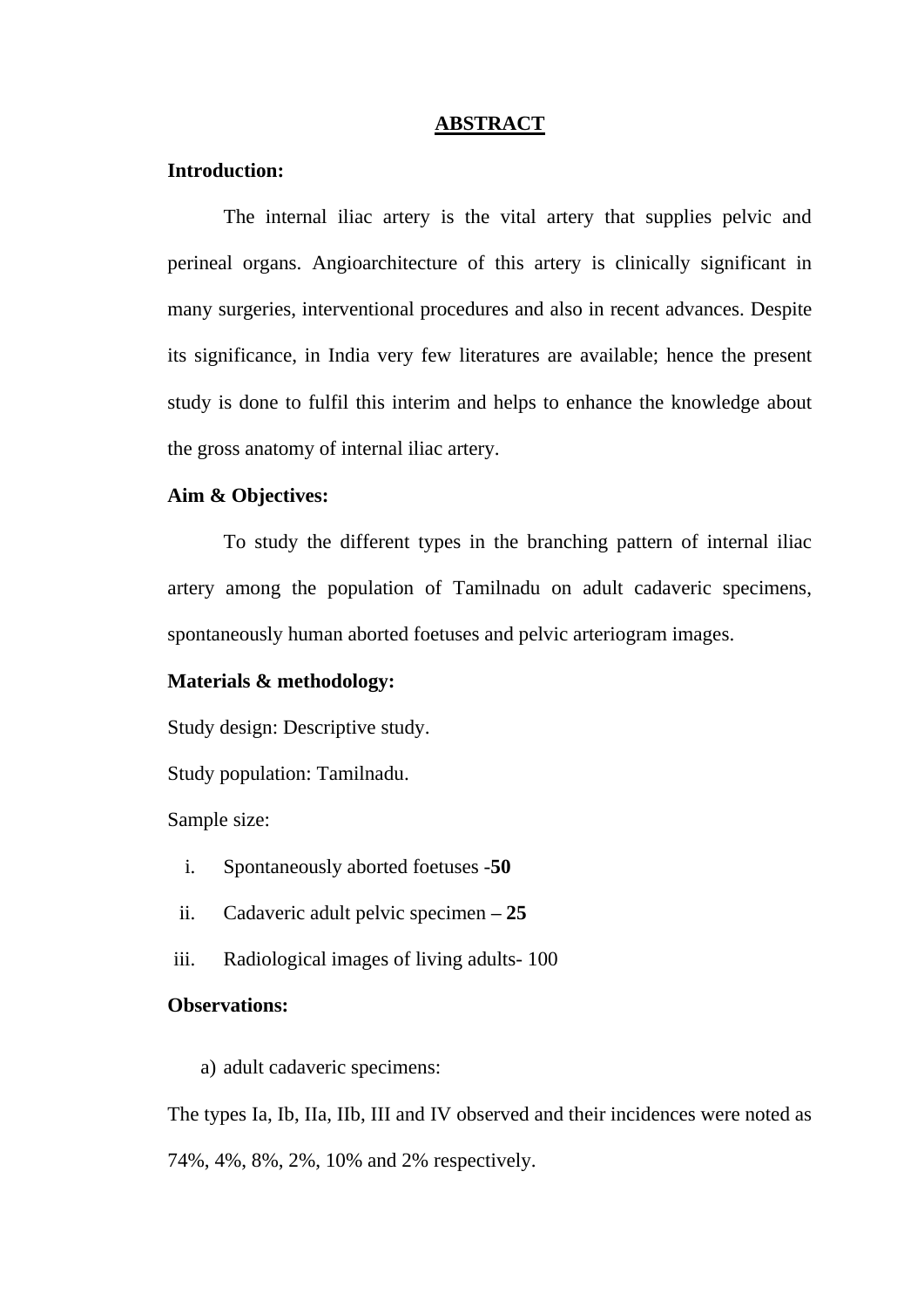# ABSTRACT

**Introduction:**

The internal iliac artery is the vital artery that supplies pelvic and perineal organs. Angioarchitecture of this artery is clinically significant in many surgeries, interventional procedures and also in recent advances. Despite its significance, in India very few literatures are available; hence the present study is done to fulfil this interim and helps to enhance the knowledge about the gross anatomy of internal iliac artery.

**Aim & Objectives:**

To study the different types in the branching pattern of internal iliac artery among the population of Tamilnadu on adult cadaveric specimens, spontaneously human aborted foetuses and pelvic arteriogram images.

**Materials & methodology:**

Study design: Descriptive study.

Study population: Tamilnadu.

Sample size:

i. Spontaneously aborted foetuses -**50**
ii. Cadaveric adult pelvic specimen **– 25**
iii. Radiological images of living adults- 100

**Observations:**

a) adult cadaveric specimens:

The types Ia, Ib, IIa, IIb, III and IV observed and their incidences were noted as 74%, 4%, 8%, 2%, 10% and 2% respectively.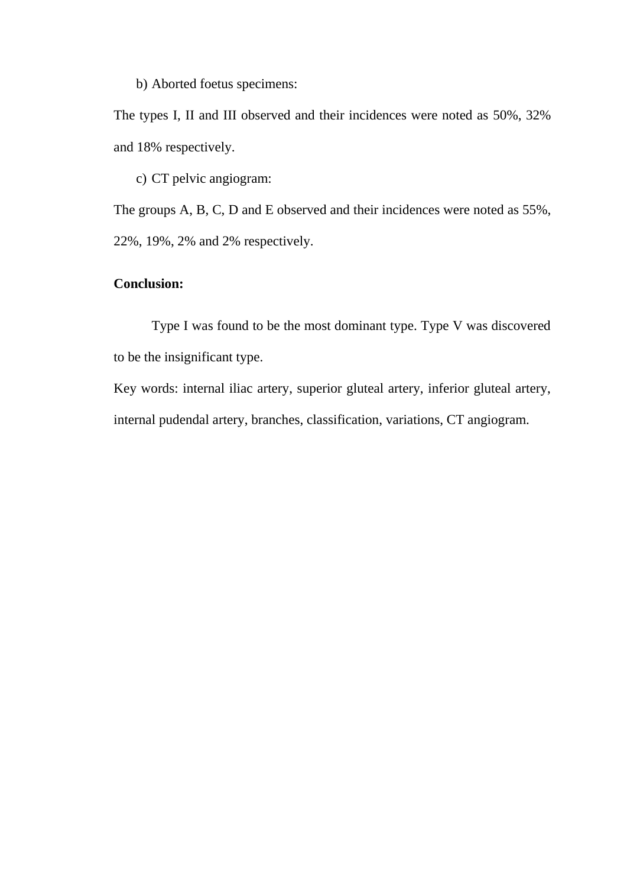b) Aborted foetus specimens:

The types I, II and III observed and their incidences were noted as 50%, 32% and 18% respectively.

c) CT pelvic angiogram:

The groups A, B, C, D and E observed and their incidences were noted as 55%, 22%, 19%, 2% and 2% respectively.

**Conclusion:**

Type I was found to be the most dominant type. Type V was discovered to be the insignificant type.

Key words: internal iliac artery, superior gluteal artery, inferior gluteal artery, internal pudendal artery, branches, classification, variations, CT angiogram.